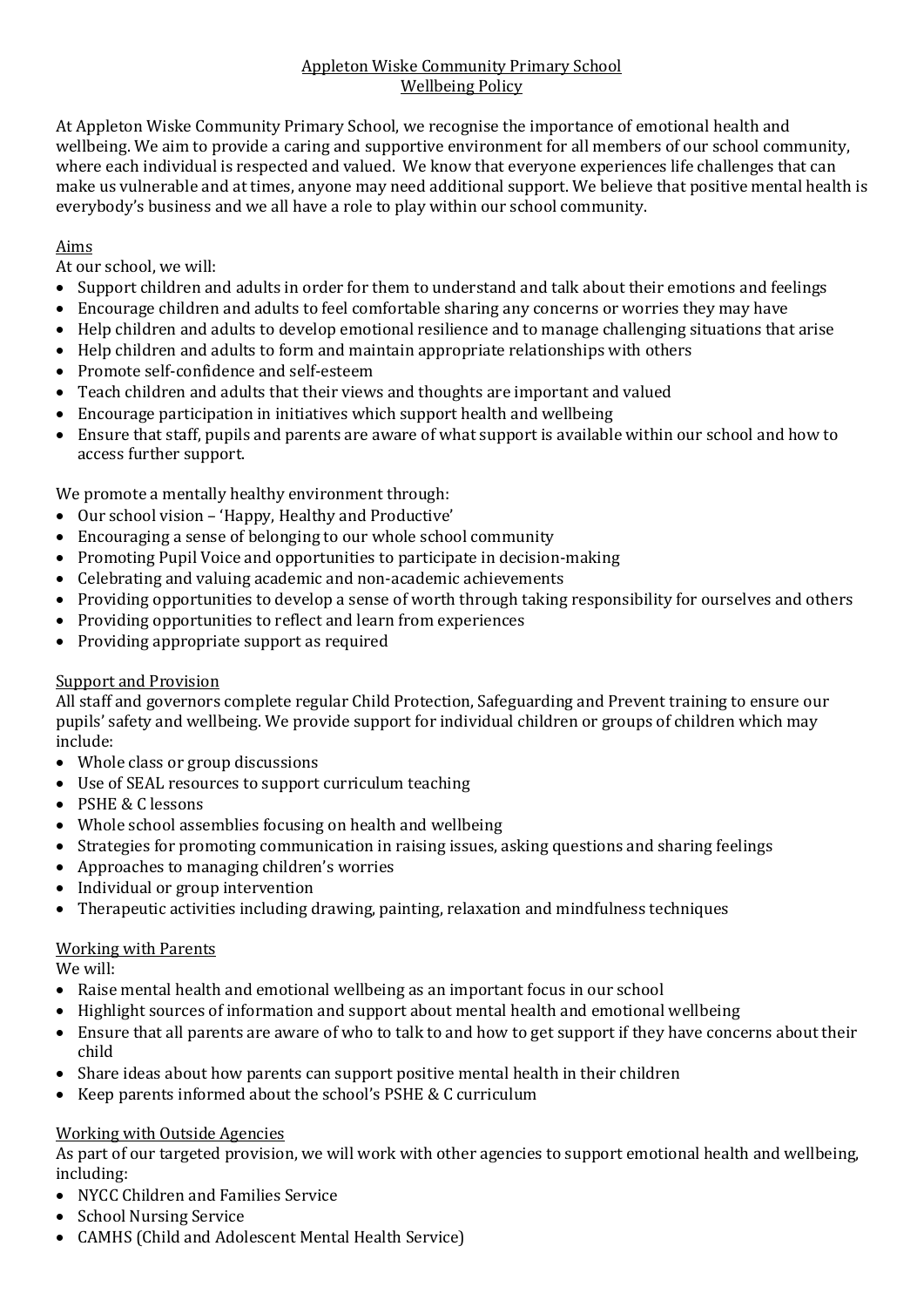# Appleton Wiske Community Primary School
## Wellbeing Policy

At Appleton Wiske Community Primary School, we recognise the importance of emotional health and wellbeing. We aim to provide a caring and supportive environment for all members of our school community, where each individual is respected and valued. We know that everyone experiences life challenges that can make us vulnerable and at times, anyone may need additional support. We believe that positive mental health is everybody's business and we all have a role to play within our school community.

### Aims

At our school, we will:

- Support children and adults in order for them to understand and talk about their emotions and feelings
- Encourage children and adults to feel comfortable sharing any concerns or worries they may have
- Help children and adults to develop emotional resilience and to manage challenging situations that arise
- Help children and adults to form and maintain appropriate relationships with others
- Promote self-confidence and self-esteem
- Teach children and adults that their views and thoughts are important and valued
- Encourage participation in initiatives which support health and wellbeing
- Ensure that staff, pupils and parents are aware of what support is available within our school and how to access further support.

We promote a mentally healthy environment through:

- Our school vision – 'Happy, Healthy and Productive'
- Encouraging a sense of belonging to our whole school community
- Promoting Pupil Voice and opportunities to participate in decision-making
- Celebrating and valuing academic and non-academic achievements
- Providing opportunities to develop a sense of worth through taking responsibility for ourselves and others
- Providing opportunities to reflect and learn from experiences
- Providing appropriate support as required

### Support and Provision

All staff and governors complete regular Child Protection, Safeguarding and Prevent training to ensure our pupils' safety and wellbeing. We provide support for individual children or groups of children which may include:

- Whole class or group discussions
- Use of SEAL resources to support curriculum teaching
- PSHE & C lessons
- Whole school assemblies focusing on health and wellbeing
- Strategies for promoting communication in raising issues, asking questions and sharing feelings
- Approaches to managing children's worries
- Individual or group intervention
- Therapeutic activities including drawing, painting, relaxation and mindfulness techniques

### Working with Parents

We will:

- Raise mental health and emotional wellbeing as an important focus in our school
- Highlight sources of information and support about mental health and emotional wellbeing
- Ensure that all parents are aware of who to talk to and how to get support if they have concerns about their child
- Share ideas about how parents can support positive mental health in their children
- Keep parents informed about the school's PSHE & C curriculum

### Working with Outside Agencies

As part of our targeted provision, we will work with other agencies to support emotional health and wellbeing, including:

- NYCC Children and Families Service
- School Nursing Service
- CAMHS (Child and Adolescent Mental Health Service)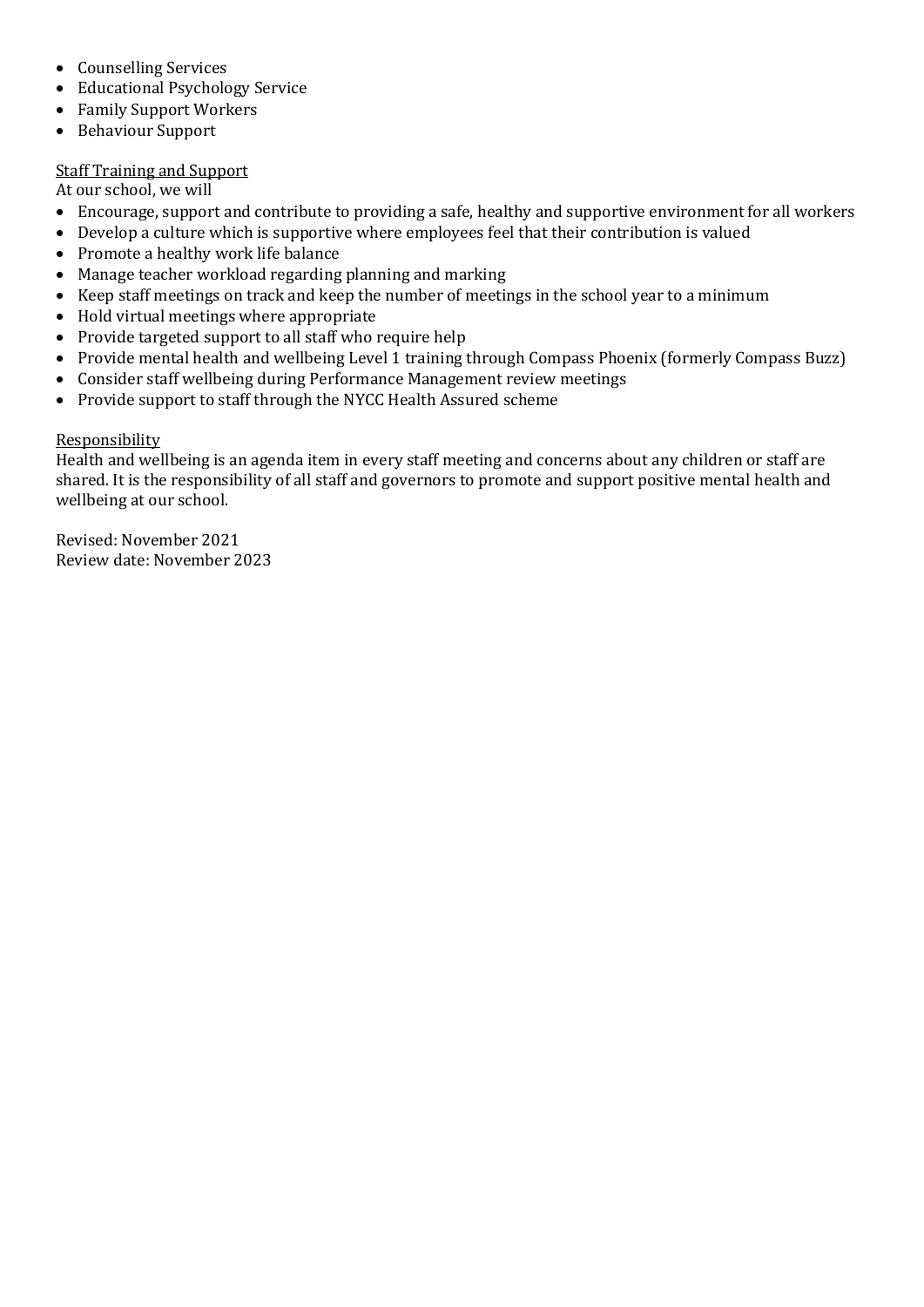- Counselling Services
- Educational Psychology Service
- Family Support Workers
- Behaviour Support

<u>Staff Training and Support</u>

At our school, we will

- Encourage, support and contribute to providing a safe, healthy and supportive environment for all workers
- Develop a culture which is supportive where employees feel that their contribution is valued
- Promote a healthy work life balance
- Manage teacher workload regarding planning and marking
- Keep staff meetings on track and keep the number of meetings in the school year to a minimum
- Hold virtual meetings where appropriate
- Provide targeted support to all staff who require help
- Provide mental health and wellbeing Level 1 training through Compass Phoenix (formerly Compass Buzz)
- Consider staff wellbeing during Performance Management review meetings
- Provide support to staff through the NYCC Health Assured scheme

<u>Responsibility</u>

Health and wellbeing is an agenda item in every staff meeting and concerns about any children or staff are shared. It is the responsibility of all staff and governors to promote and support positive mental health and wellbeing at our school.

Revised: November 2021
Review date: November 2023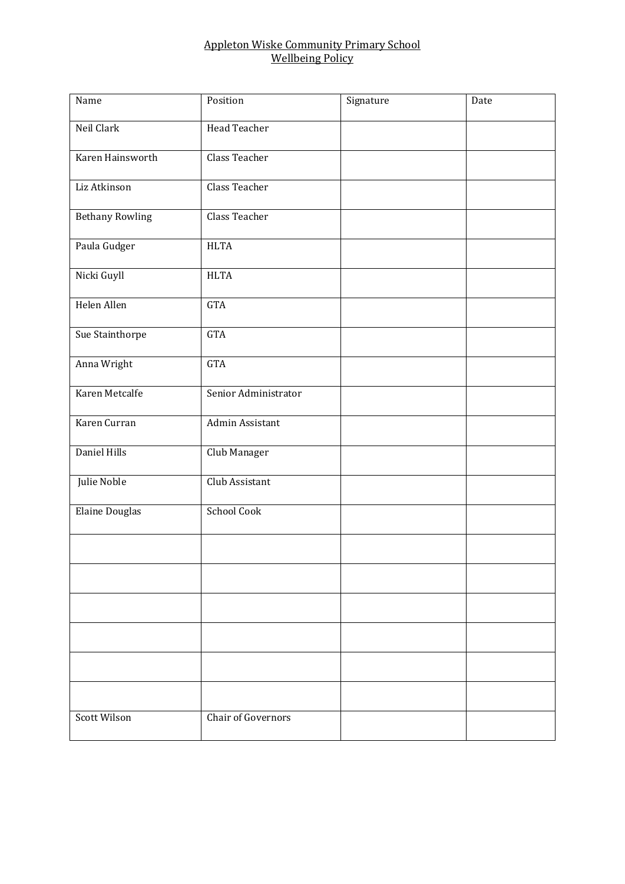Appleton Wiske Community Primary School
Wellbeing Policy

| Name | Position | Signature | Date |
|---|---|---|---|
| Neil Clark | Head Teacher | | |
| Karen Hainsworth | Class Teacher | | |
| Liz Atkinson | Class Teacher | | |
| Bethany Rowling | Class Teacher | | |
| Paula Gudger | HLTA | | |
| Nicki Guyll | HLTA | | |
| Helen Allen | GTA | | |
| Sue Stainthorpe | GTA | | |
| Anna Wright | GTA | | |
| Karen Metcalfe | Senior Administrator | | |
| Karen Curran | Admin Assistant | | |
| Daniel Hills | Club Manager | | |
| Julie Noble | Club Assistant | | |
| Elaine Douglas | School Cook | | |
| | | | |
| | | | |
| | | | |
| | | | |
| | | | |
| | | | |
| Scott Wilson | Chair of Governors | | |